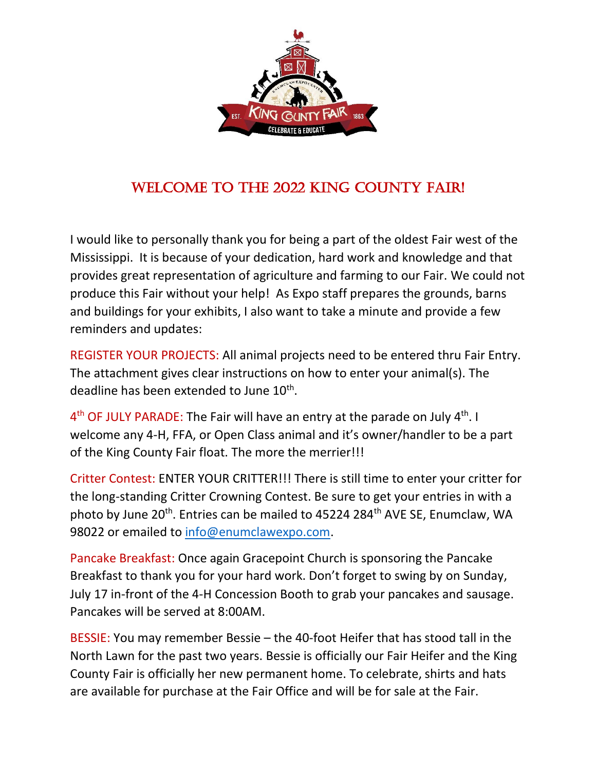# WELCOME TO THE 2022 KING COUNTY FAIR!

I would like to personally thank you for being a part of the oldest Fair west of the Mississippi. It is because of your dedication, hard work and knowledge and that provides great representation of agriculture and farming to our Fair. We could not produce this Fair without your help! As Expo staff prepares the grounds, barns and buildings for your exhibits, I also want to take a minute and provide a few reminders and updates:

REGISTER YOUR PROJECTS: All animal projects need to be entered thru Fair Entry. The attachment gives clear instructions on how to enter your animal(s). The deadline has been extended to June 10th.

4th OF JULY PARADE: The Fair will have an entry at the parade on July 4th. I welcome any 4-H, FFA, or Open Class animal and it's owner/handler to be a part of the King County Fair float. The more the merrier!!!

Critter Contest: ENTER YOUR CRITTER!!! There is still time to enter your critter for the long-standing Critter Crowning Contest. Be sure to get your entries in with a photo by June 20th. Entries can be mailed to 45224 284th AVE SE, Enumclaw, WA 98022 or emailed to info@enumclawexpo.com.

Pancake Breakfast: Once again Gracepoint Church is sponsoring the Pancake Breakfast to thank you for your hard work. Don't forget to swing by on Sunday, July 17 in-front of the 4-H Concession Booth to grab your pancakes and sausage. Pancakes will be served at 8:00AM.

BESSIE: You may remember Bessie – the 40-foot Heifer that has stood tall in the North Lawn for the past two years. Bessie is officially our Fair Heifer and the King County Fair is officially her new permanent home. To celebrate, shirts and hats are available for purchase at the Fair Office and will be for sale at the Fair.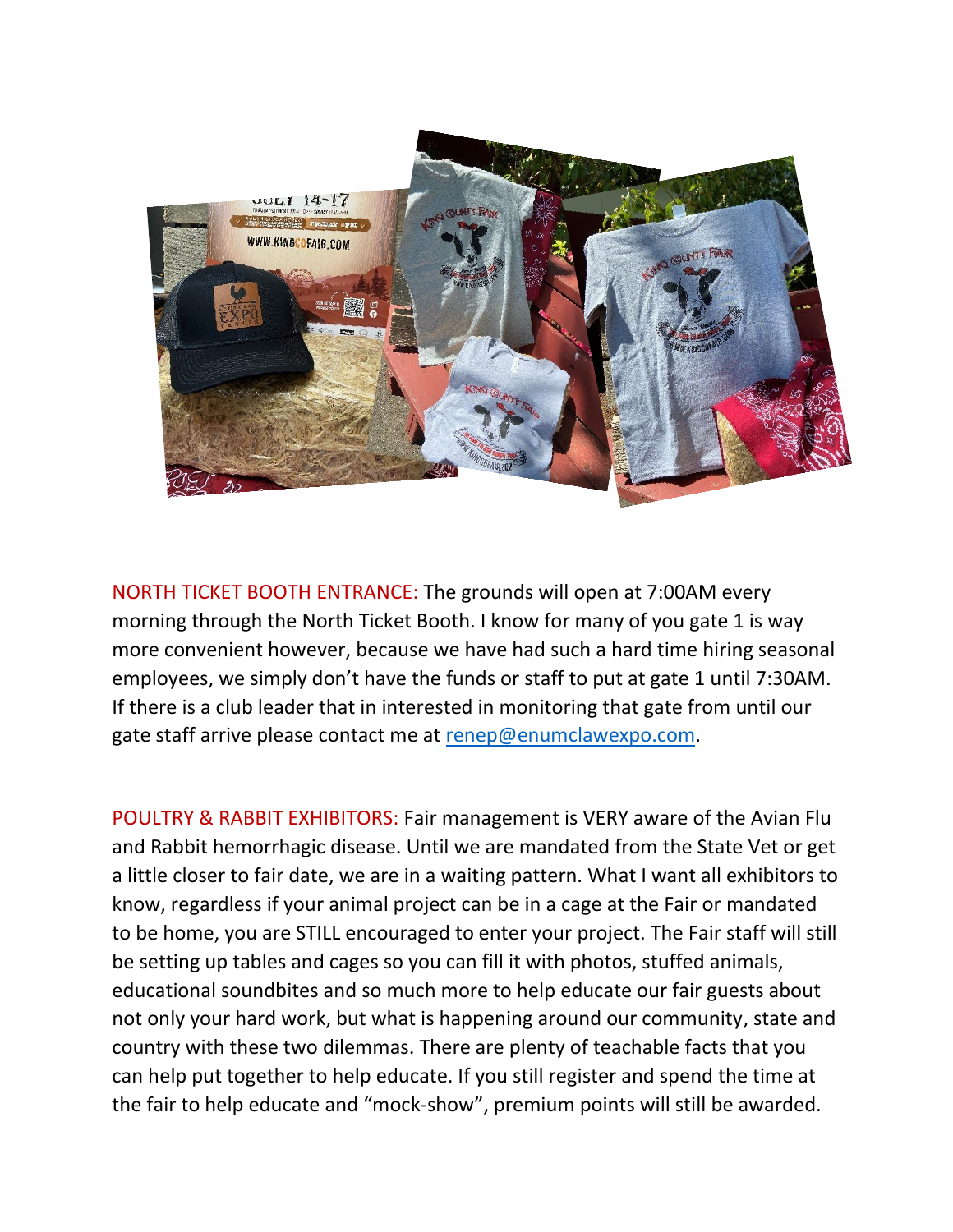NORTH TICKET BOOTH ENTRANCE: The grounds will open at 7:00AM every morning through the North Ticket Booth. I know for many of you gate 1 is way more convenient however, because we have had such a hard time hiring seasonal employees, we simply don't have the funds or staff to put at gate 1 until 7:30AM. If there is a club leader that in interested in monitoring that gate from until our gate staff arrive please contact me at renep@enumclawexpo.com.

POULTRY & RABBIT EXHIBITORS: Fair management is VERY aware of the Avian Flu and Rabbit hemorrhagic disease. Until we are mandated from the State Vet or get a little closer to fair date, we are in a waiting pattern. What I want all exhibitors to know, regardless if your animal project can be in a cage at the Fair or mandated to be home, you are STILL encouraged to enter your project. The Fair staff will still be setting up tables and cages so you can fill it with photos, stuffed animals, educational soundbites and so much more to help educate our fair guests about not only your hard work, but what is happening around our community, state and country with these two dilemmas. There are plenty of teachable facts that you can help put together to help educate. If you still register and spend the time at the fair to help educate and "mock-show", premium points will still be awarded.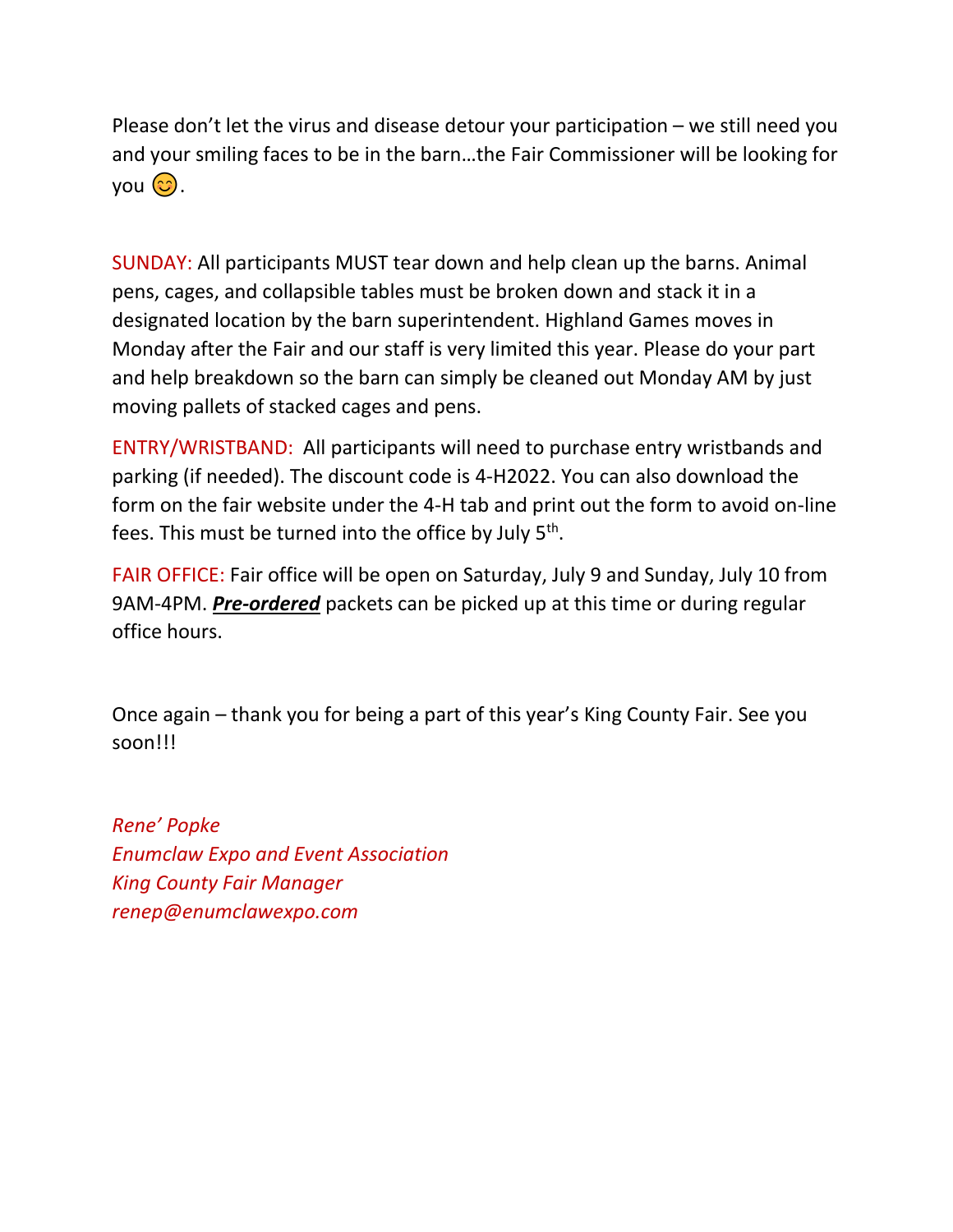Please don't let the virus and disease detour your participation – we still need you and your smiling faces to be in the barn…the Fair Commissioner will be looking for you 😊.

SUNDAY: All participants MUST tear down and help clean up the barns. Animal pens, cages, and collapsible tables must be broken down and stack it in a designated location by the barn superintendent. Highland Games moves in Monday after the Fair and our staff is very limited this year. Please do your part and help breakdown so the barn can simply be cleaned out Monday AM by just moving pallets of stacked cages and pens.

ENTRY/WRISTBAND: All participants will need to purchase entry wristbands and parking (if needed). The discount code is 4-H2022. You can also download the form on the fair website under the 4-H tab and print out the form to avoid on-line fees. This must be turned into the office by July 5th.

FAIR OFFICE: Fair office will be open on Saturday, July 9 and Sunday, July 10 from 9AM-4PM. ***Pre-ordered*** packets can be picked up at this time or during regular office hours.

Once again – thank you for being a part of this year's King County Fair. See you soon!!!

*Rene' Popke*
*Enumclaw Expo and Event Association*
*King County Fair Manager*
*renep@enumclawexpo.com*